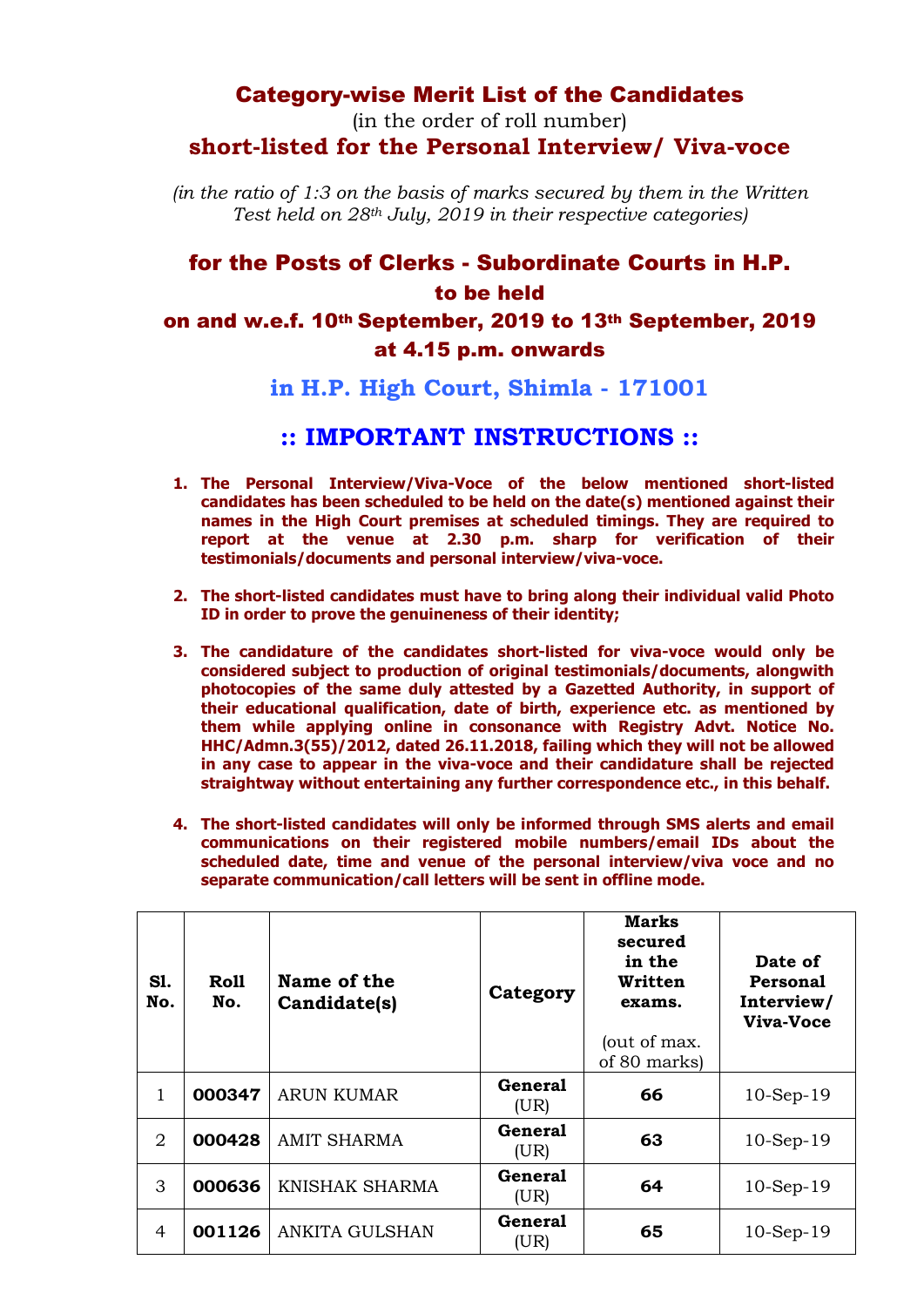# Category-wise Merit List of the Candidates

(in the order of roll number)

## short-listed for the Personal Interview/ Viva-voce

*(in the ratio of 1:3 on the basis of marks secured by them in the Written Test held on 28th July, 2019 in their respective categories)*

## for the Posts of Clerks - Subordinate Courts in H.P. to be held on and w.e.f. 10th September, 2019 to 13th September, 2019 at 4.15 p.m. onwards

## in H.P. High Court, Shimla - 171001

## :: IMPORTANT INSTRUCTIONS ::

1. **The Personal Interview/Viva-Voce of the below mentioned short-listed candidates has been scheduled to be held on the date(s) mentioned against their names in the High Court premises at scheduled timings. They are required to report at the venue at 2.30 p.m. sharp for verification of their testimonials/documents and personal interview/viva-voce.**

2. **The short-listed candidates must have to bring along their individual valid Photo ID in order to prove the genuineness of their identity;**

3. **The candidature of the candidates short-listed for viva-voce would only be considered subject to production of original testimonials/documents, alongwith photocopies of the same duly attested by a Gazetted Authority, in support of their educational qualification, date of birth, experience etc. as mentioned by them while applying online in consonance with Registry Advt. Notice No. HHC/Admn.3(55)/2012, dated 26.11.2018, failing which they will not be allowed in any case to appear in the viva-voce and their candidature shall be rejected straightway without entertaining any further correspondence etc., in this behalf.**

4. **The short-listed candidates will only be informed through SMS alerts and email communications on their registered mobile numbers/email IDs about the scheduled date, time and venue of the personal interview/viva voce and no separate communication/call letters will be sent in offline mode.**

| Sl. No. | Roll No. | Name of the Candidate(s) | Category | Marks secured in the Written exams. (out of max. of 80 marks) | Date of Personal Interview/ Viva-Voce |
|---|---|---|---|---|---|
| 1 | **000347** | ARUN KUMAR | **General** (UR) | **66** | 10-Sep-19 |
| 2 | **000428** | AMIT SHARMA | **General** (UR) | **63** | 10-Sep-19 |
| 3 | **000636** | KNISHAK SHARMA | **General** (UR) | **64** | 10-Sep-19 |
| 4 | **001126** | ANKITA GULSHAN | **General** (UR) | **65** | 10-Sep-19 |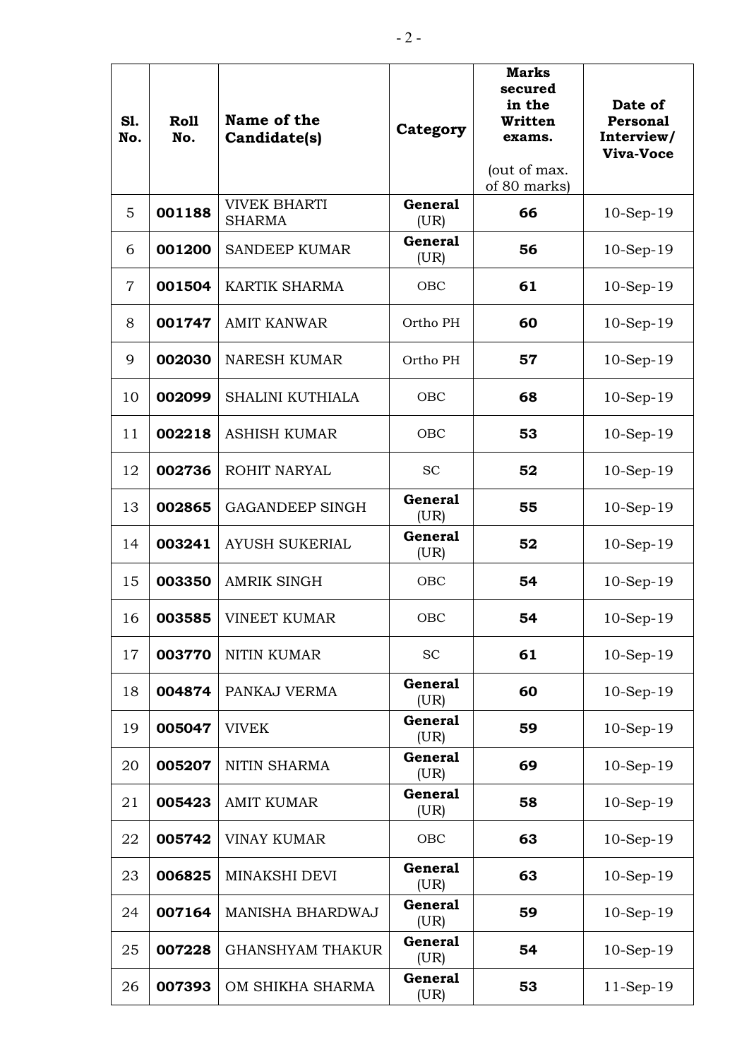| Sl. No. | Roll No. | Name of the Candidate(s) | Category | Marks secured in the Written exams. (out of max. of 80 marks) | Date of Personal Interview/ Viva-Voce |
|---|---|---|---|---|---|
| 5 | **001188** | VIVEK BHARTI SHARMA | **General** (UR) | **66** | 10-Sep-19 |
| 6 | **001200** | SANDEEP KUMAR | **General** (UR) | **56** | 10-Sep-19 |
| 7 | **001504** | KARTIK SHARMA | OBC | **61** | 10-Sep-19 |
| 8 | **001747** | AMIT KANWAR | Ortho PH | **60** | 10-Sep-19 |
| 9 | **002030** | NARESH KUMAR | Ortho PH | **57** | 10-Sep-19 |
| 10 | **002099** | SHALINI KUTHIALA | OBC | **68** | 10-Sep-19 |
| 11 | **002218** | ASHISH KUMAR | OBC | **53** | 10-Sep-19 |
| 12 | **002736** | ROHIT NARYAL | SC | **52** | 10-Sep-19 |
| 13 | **002865** | GAGANDEEP SINGH | **General** (UR) | **55** | 10-Sep-19 |
| 14 | **003241** | AYUSH SUKERIAL | **General** (UR) | **52** | 10-Sep-19 |
| 15 | **003350** | AMRIK SINGH | OBC | **54** | 10-Sep-19 |
| 16 | **003585** | VINEET KUMAR | OBC | **54** | 10-Sep-19 |
| 17 | **003770** | NITIN KUMAR | SC | **61** | 10-Sep-19 |
| 18 | **004874** | PANKAJ VERMA | **General** (UR) | **60** | 10-Sep-19 |
| 19 | **005047** | VIVEK | **General** (UR) | **59** | 10-Sep-19 |
| 20 | **005207** | NITIN SHARMA | **General** (UR) | **69** | 10-Sep-19 |
| 21 | **005423** | AMIT KUMAR | **General** (UR) | **58** | 10-Sep-19 |
| 22 | **005742** | VINAY KUMAR | OBC | **63** | 10-Sep-19 |
| 23 | **006825** | MINAKSHI DEVI | **General** (UR) | **63** | 10-Sep-19 |
| 24 | **007164** | MANISHA BHARDWAJ | **General** (UR) | **59** | 10-Sep-19 |
| 25 | **007228** | GHANSHYAM THAKUR | **General** (UR) | **54** | 10-Sep-19 |
| 26 | **007393** | OM SHIKHA SHARMA | **General** (UR) | **53** | 11-Sep-19 |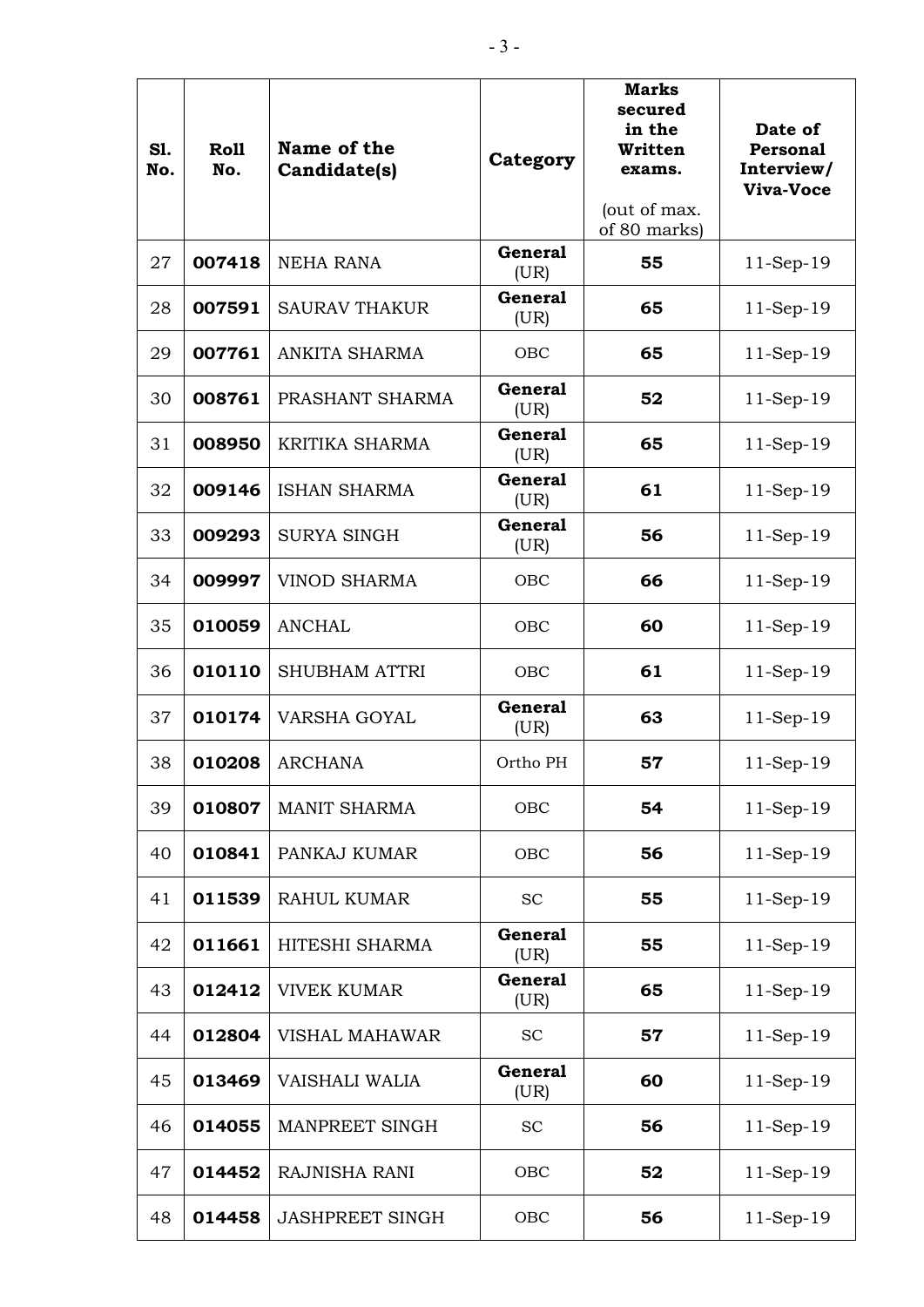| Sl. No. | Roll No. | Name of the Candidate(s) | Category | Marks secured in the Written exams. (out of max. of 80 marks) | Date of Personal Interview/ Viva-Voce |
|---|---|---|---|---|---|
| 27 | **007418** | NEHA RANA | **General** (UR) | **55** | 11-Sep-19 |
| 28 | **007591** | SAURAV THAKUR | **General** (UR) | **65** | 11-Sep-19 |
| 29 | **007761** | ANKITA SHARMA | OBC | **65** | 11-Sep-19 |
| 30 | **008761** | PRASHANT SHARMA | **General** (UR) | **52** | 11-Sep-19 |
| 31 | **008950** | KRITIKA SHARMA | **General** (UR) | **65** | 11-Sep-19 |
| 32 | **009146** | ISHAN SHARMA | **General** (UR) | **61** | 11-Sep-19 |
| 33 | **009293** | SURYA SINGH | **General** (UR) | **56** | 11-Sep-19 |
| 34 | **009997** | VINOD SHARMA | OBC | **66** | 11-Sep-19 |
| 35 | **010059** | ANCHAL | OBC | **60** | 11-Sep-19 |
| 36 | **010110** | SHUBHAM ATTRI | OBC | **61** | 11-Sep-19 |
| 37 | **010174** | VARSHA GOYAL | **General** (UR) | **63** | 11-Sep-19 |
| 38 | **010208** | ARCHANA | Ortho PH | **57** | 11-Sep-19 |
| 39 | **010807** | MANIT SHARMA | OBC | **54** | 11-Sep-19 |
| 40 | **010841** | PANKAJ KUMAR | OBC | **56** | 11-Sep-19 |
| 41 | **011539** | RAHUL KUMAR | SC | **55** | 11-Sep-19 |
| 42 | **011661** | HITESHI SHARMA | **General** (UR) | **55** | 11-Sep-19 |
| 43 | **012412** | VIVEK KUMAR | **General** (UR) | **65** | 11-Sep-19 |
| 44 | **012804** | VISHAL MAHAWAR | SC | **57** | 11-Sep-19 |
| 45 | **013469** | VAISHALI WALIA | **General** (UR) | **60** | 11-Sep-19 |
| 46 | **014055** | MANPREET SINGH | SC | **56** | 11-Sep-19 |
| 47 | **014452** | RAJNISHA RANI | OBC | **52** | 11-Sep-19 |
| 48 | **014458** | JASHPREET SINGH | OBC | **56** | 11-Sep-19 |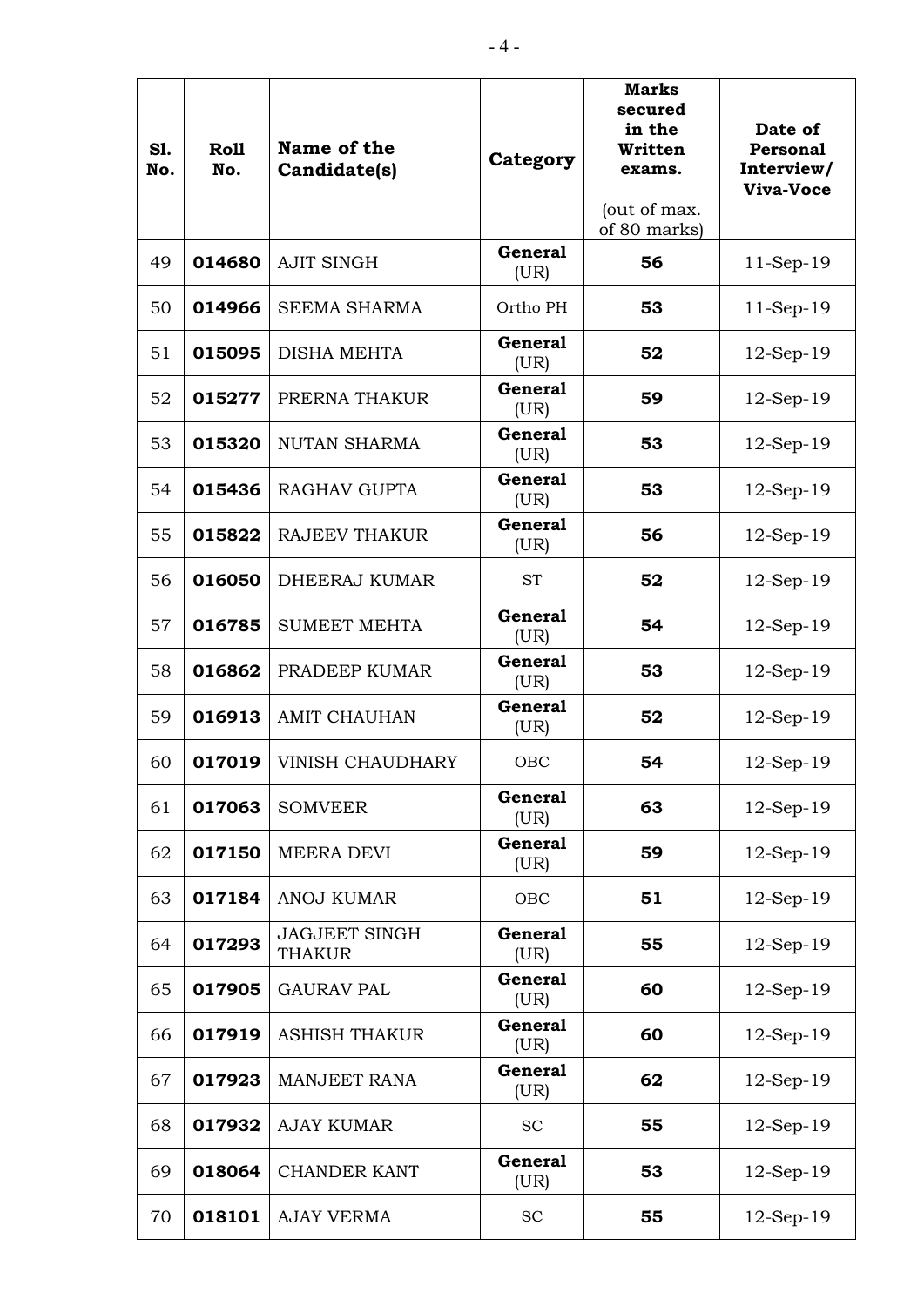| Sl. No. | Roll No. | Name of the Candidate(s) | Category | Marks secured in the Written exams. (out of max. of 80 marks) | Date of Personal Interview/ Viva-Voce |
|---|---|---|---|---|---|
| 49 | **014680** | AJIT SINGH | **General** (UR) | **56** | 11-Sep-19 |
| 50 | **014966** | SEEMA SHARMA | Ortho PH | **53** | 11-Sep-19 |
| 51 | **015095** | DISHA MEHTA | **General** (UR) | **52** | 12-Sep-19 |
| 52 | **015277** | PRERNA THAKUR | **General** (UR) | **59** | 12-Sep-19 |
| 53 | **015320** | NUTAN SHARMA | **General** (UR) | **53** | 12-Sep-19 |
| 54 | **015436** | RAGHAV GUPTA | **General** (UR) | **53** | 12-Sep-19 |
| 55 | **015822** | RAJEEV THAKUR | **General** (UR) | **56** | 12-Sep-19 |
| 56 | **016050** | DHEERAJ KUMAR | ST | **52** | 12-Sep-19 |
| 57 | **016785** | SUMEET MEHTA | **General** (UR) | **54** | 12-Sep-19 |
| 58 | **016862** | PRADEEP KUMAR | **General** (UR) | **53** | 12-Sep-19 |
| 59 | **016913** | AMIT CHAUHAN | **General** (UR) | **52** | 12-Sep-19 |
| 60 | **017019** | VINISH CHAUDHARY | OBC | **54** | 12-Sep-19 |
| 61 | **017063** | SOMVEER | **General** (UR) | **63** | 12-Sep-19 |
| 62 | **017150** | MEERA DEVI | **General** (UR) | **59** | 12-Sep-19 |
| 63 | **017184** | ANOJ KUMAR | OBC | **51** | 12-Sep-19 |
| 64 | **017293** | JAGJEET SINGH THAKUR | **General** (UR) | **55** | 12-Sep-19 |
| 65 | **017905** | GAURAV PAL | **General** (UR) | **60** | 12-Sep-19 |
| 66 | **017919** | ASHISH THAKUR | **General** (UR) | **60** | 12-Sep-19 |
| 67 | **017923** | MANJEET RANA | **General** (UR) | **62** | 12-Sep-19 |
| 68 | **017932** | AJAY KUMAR | SC | **55** | 12-Sep-19 |
| 69 | **018064** | CHANDER KANT | **General** (UR) | **53** | 12-Sep-19 |
| 70 | **018101** | AJAY VERMA | SC | **55** | 12-Sep-19 |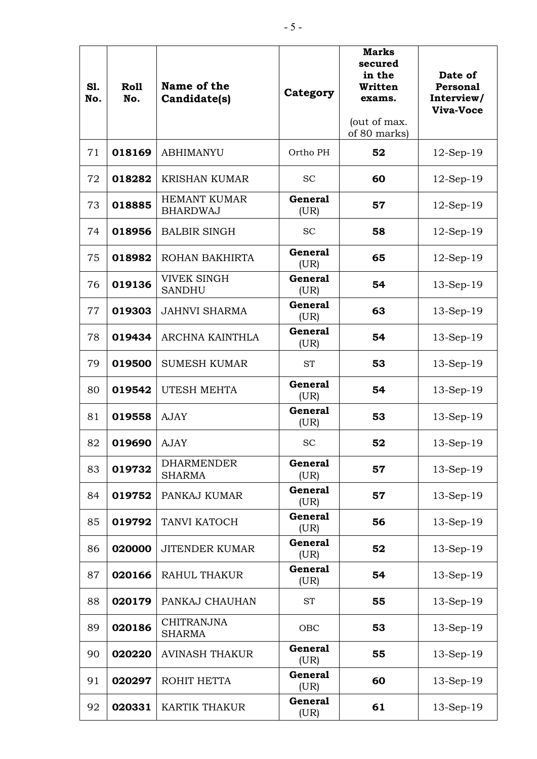| Sl. No. | Roll No. | Name of the Candidate(s) | Category | Marks secured in the Written exams. (out of max. of 80 marks) | Date of Personal Interview/ Viva-Voce |
|---|---|---|---|---|---|
| 71 | **018169** | ABHIMANYU | Ortho PH | **52** | 12-Sep-19 |
| 72 | **018282** | KRISHAN KUMAR | SC | **60** | 12-Sep-19 |
| 73 | **018885** | HEMANT KUMAR BHARDWAJ | **General** (UR) | **57** | 12-Sep-19 |
| 74 | **018956** | BALBIR SINGH | SC | **58** | 12-Sep-19 |
| 75 | **018982** | ROHAN BAKHIRTA | **General** (UR) | **65** | 12-Sep-19 |
| 76 | **019136** | VIVEK SINGH SANDHU | **General** (UR) | **54** | 13-Sep-19 |
| 77 | **019303** | JAHNVI SHARMA | **General** (UR) | **63** | 13-Sep-19 |
| 78 | **019434** | ARCHNA KAINTHLA | **General** (UR) | **54** | 13-Sep-19 |
| 79 | **019500** | SUMESH KUMAR | ST | **53** | 13-Sep-19 |
| 80 | **019542** | UTESH MEHTA | **General** (UR) | **54** | 13-Sep-19 |
| 81 | **019558** | AJAY | **General** (UR) | **53** | 13-Sep-19 |
| 82 | **019690** | AJAY | SC | **52** | 13-Sep-19 |
| 83 | **019732** | DHARMENDER SHARMA | **General** (UR) | **57** | 13-Sep-19 |
| 84 | **019752** | PANKAJ KUMAR | **General** (UR) | **57** | 13-Sep-19 |
| 85 | **019792** | TANVI KATOCH | **General** (UR) | **56** | 13-Sep-19 |
| 86 | **020000** | JITENDER KUMAR | **General** (UR) | **52** | 13-Sep-19 |
| 87 | **020166** | RAHUL THAKUR | **General** (UR) | **54** | 13-Sep-19 |
| 88 | **020179** | PANKAJ CHAUHAN | ST | **55** | 13-Sep-19 |
| 89 | **020186** | CHITRANJNA SHARMA | OBC | **53** | 13-Sep-19 |
| 90 | **020220** | AVINASH THAKUR | **General** (UR) | **55** | 13-Sep-19 |
| 91 | **020297** | ROHIT HETTA | **General** (UR) | **60** | 13-Sep-19 |
| 92 | **020331** | KARTIK THAKUR | **General** (UR) | **61** | 13-Sep-19 |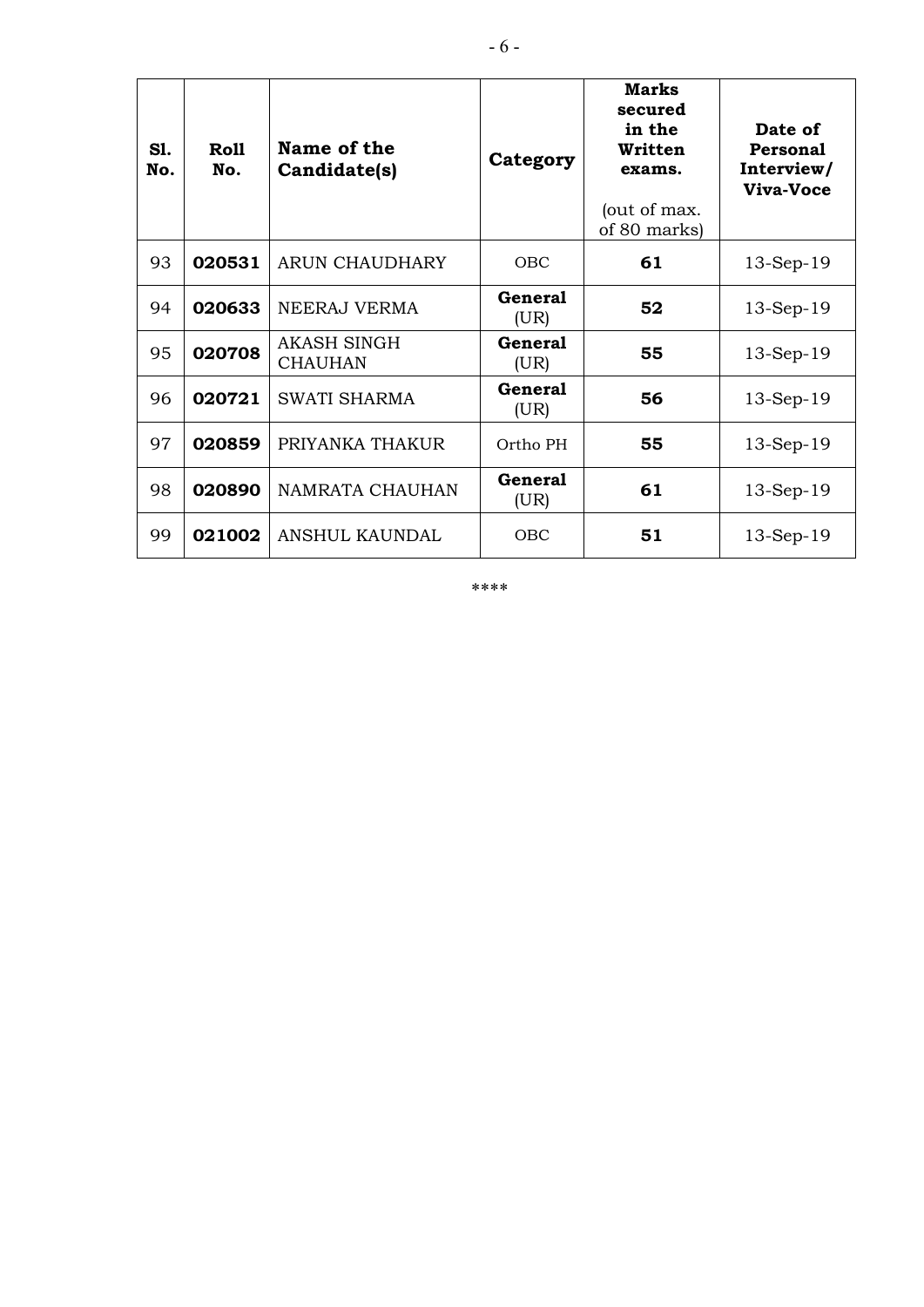| Sl. No. | Roll No. | Name of the Candidate(s) | Category | Marks secured in the Written exams. (out of max. of 80 marks) | Date of Personal Interview/ Viva-Voce |
|---|---|---|---|---|---|
| 93 | **020531** | ARUN CHAUDHARY | OBC | **61** | 13-Sep-19 |
| 94 | **020633** | NEERAJ VERMA | **General** (UR) | **52** | 13-Sep-19 |
| 95 | **020708** | AKASH SINGH CHAUHAN | **General** (UR) | **55** | 13-Sep-19 |
| 96 | **020721** | SWATI SHARMA | **General** (UR) | **56** | 13-Sep-19 |
| 97 | **020859** | PRIYANKA THAKUR | Ortho PH | **55** | 13-Sep-19 |
| 98 | **020890** | NAMRATA CHAUHAN | **General** (UR) | **61** | 13-Sep-19 |
| 99 | **021002** | ANSHUL KAUNDAL | OBC | **51** | 13-Sep-19 |

****